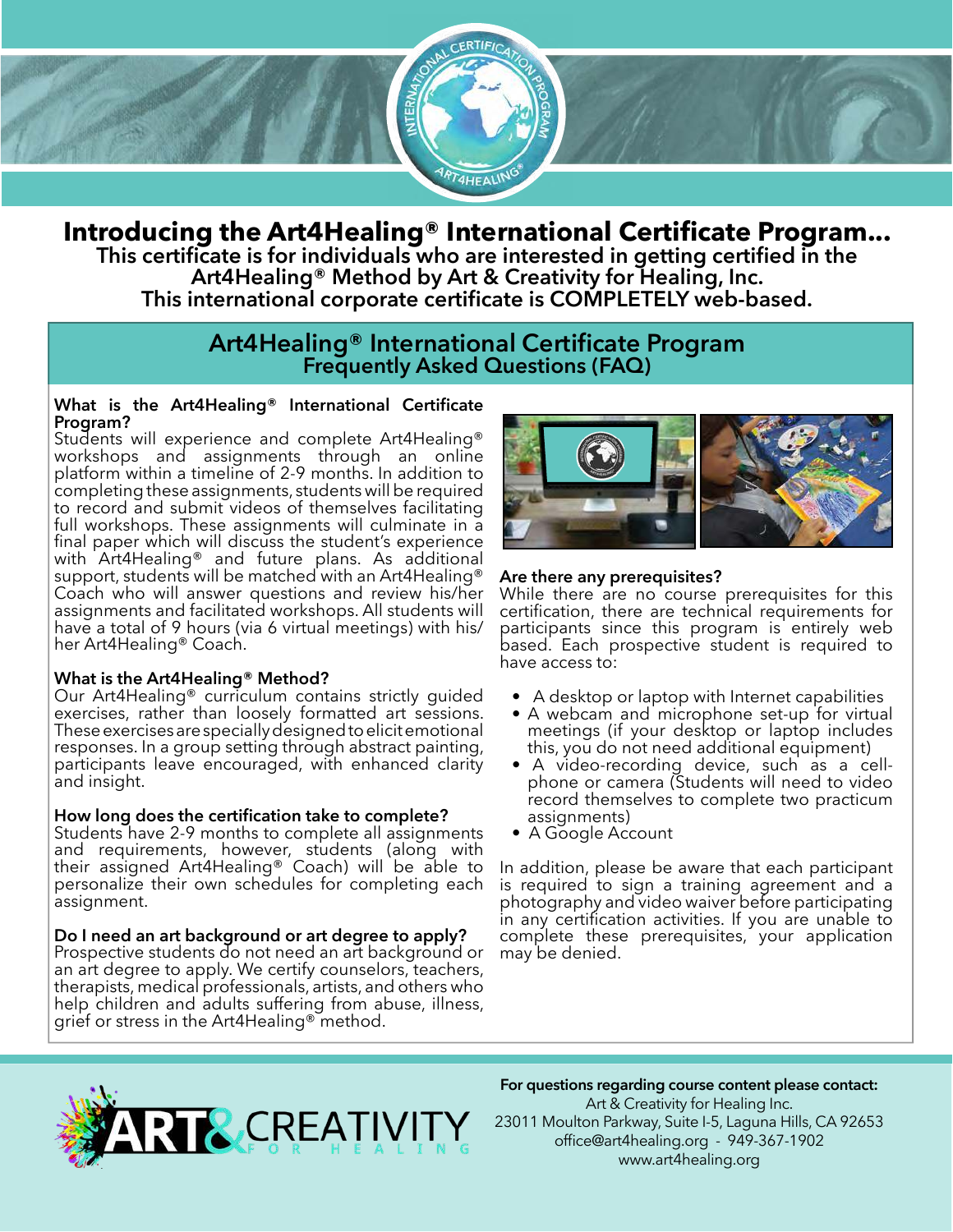# Introducing the Art4Healing® International Certificate Program...

**This certificate is for individuals who are interested in getting certified in the Art4Healing® Method by Art & Creativity for Healing, Inc.**
**This international corporate certificate is COMPLETELY web-based.**

## Art4Healing® International Certificate Program
### Frequently Asked Questions (FAQ)

**What is the Art4Healing® International Certificate Program?**
Students will experience and complete Art4Healing® workshops and assignments through an online platform within a timeline of 2-9 months. In addition to completing these assignments, students will be required to record and submit videos of themselves facilitating full workshops. These assignments will culminate in a final paper which will discuss the student's experience with Art4Healing® and future plans. As additional support, students will be matched with an Art4Healing® Coach who will answer questions and review his/her assignments and facilitated workshops. All students will have a total of 9 hours (via 6 virtual meetings) with his/her Art4Healing® Coach.

**What is the Art4Healing® Method?**
Our Art4Healing® curriculum contains strictly guided exercises, rather than loosely formatted art sessions. These exercises are specially designed to elicit emotional responses. In a group setting through abstract painting, participants leave encouraged, with enhanced clarity and insight.

**How long does the certification take to complete?**
Students have 2-9 months to complete all assignments and requirements, however, students (along with their assigned Art4Healing® Coach) will be able to personalize their own schedules for completing each assignment.

**Do I need an art background or art degree to apply?**
Prospective students do not need an art background or an art degree to apply. We certify counselors, teachers, therapists, medical professionals, artists, and others who help children and adults suffering from abuse, illness, grief or stress in the Art4Healing® method.

**Are there any prerequisites?**
While there are no course prerequisites for this certification, there are technical requirements for participants since this program is entirely web based. Each prospective student is required to have access to:

- A desktop or laptop with Internet capabilities
- A webcam and microphone set-up for virtual meetings (if your desktop or laptop includes this, you do not need additional equipment)
- A video-recording device, such as a cell-phone or camera (Students will need to video record themselves to complete two practicum assignments)
- A Google Account

In addition, please be aware that each participant is required to sign a training agreement and a photography and video waiver before participating in any certification activities. If you are unable to complete these prerequisites, your application may be denied.

**For questions regarding course content please contact:**
Art & Creativity for Healing Inc.
23011 Moulton Parkway, Suite I-5, Laguna Hills, CA 92653
office@art4healing.org - 949-367-1902
www.art4healing.org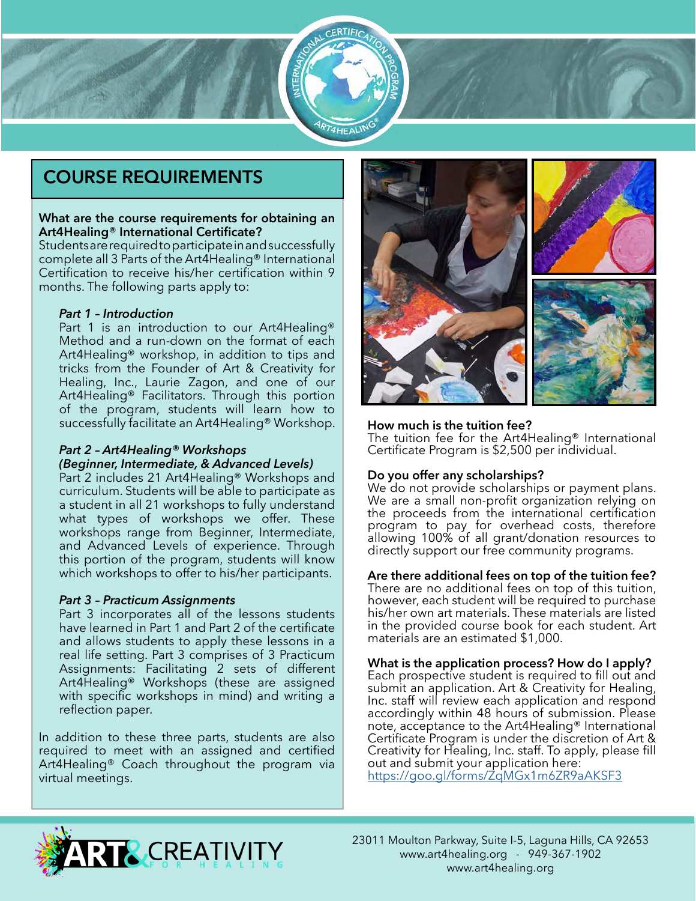## COURSE REQUIREMENTS

**What are the course requirements for obtaining an Art4Healing® International Certificate?**
Students are required to participate in and successfully complete all 3 Parts of the Art4Healing® International Certification to receive his/her certification within 9 months. The following parts apply to:

*Part 1 – Introduction*
Part 1 is an introduction to our Art4Healing® Method and a run-down on the format of each Art4Healing® workshop, in addition to tips and tricks from the Founder of Art & Creativity for Healing, Inc., Laurie Zagon, and one of our Art4Healing® Facilitators. Through this portion of the program, students will learn how to successfully facilitate an Art4Healing® Workshop.

*Part 2 – Art4Healing® Workshops (Beginner, Intermediate, & Advanced Levels)*
Part 2 includes 21 Art4Healing® Workshops and curriculum. Students will be able to participate as a student in all 21 workshops to fully understand what types of workshops we offer. These workshops range from Beginner, Intermediate, and Advanced Levels of experience. Through this portion of the program, students will know which workshops to offer to his/her participants.

*Part 3 – Practicum Assignments*
Part 3 incorporates all of the lessons students have learned in Part 1 and Part 2 of the certificate and allows students to apply these lessons in a real life setting. Part 3 comprises of 3 Practicum Assignments: Facilitating 2 sets of different Art4Healing® Workshops (these are assigned with specific workshops in mind) and writing a reflection paper.

In addition to these three parts, students are also required to meet with an assigned and certified Art4Healing® Coach throughout the program via virtual meetings.

**How much is the tuition fee?**
The tuition fee for the Art4Healing® International Certificate Program is $2,500 per individual.

**Do you offer any scholarships?**
We do not provide scholarships or payment plans. We are a small non-profit organization relying on the proceeds from the international certification program to pay for overhead costs, therefore allowing 100% of all grant/donation resources to directly support our free community programs.

**Are there additional fees on top of the tuition fee?**
There are no additional fees on top of this tuition, however, each student will be required to purchase his/her own art materials. These materials are listed in the provided course book for each student. Art materials are an estimated $1,000.

**What is the application process? How do I apply?**
Each prospective student is required to fill out and submit an application. Art & Creativity for Healing, Inc. staff will review each application and respond accordingly within 48 hours of submission. Please note, acceptance to the Art4Healing® International Certificate Program is under the discretion of Art & Creativity for Healing, Inc. staff. To apply, please fill out and submit your application here:
https://goo.gl/forms/ZqMGx1m6ZR9aAKSF3

ART & CREATIVITY FOR HEALING

23011 Moulton Parkway, Suite I-5, Laguna Hills, CA 92653
www.art4healing.org - 949-367-1902
www.art4healing.org